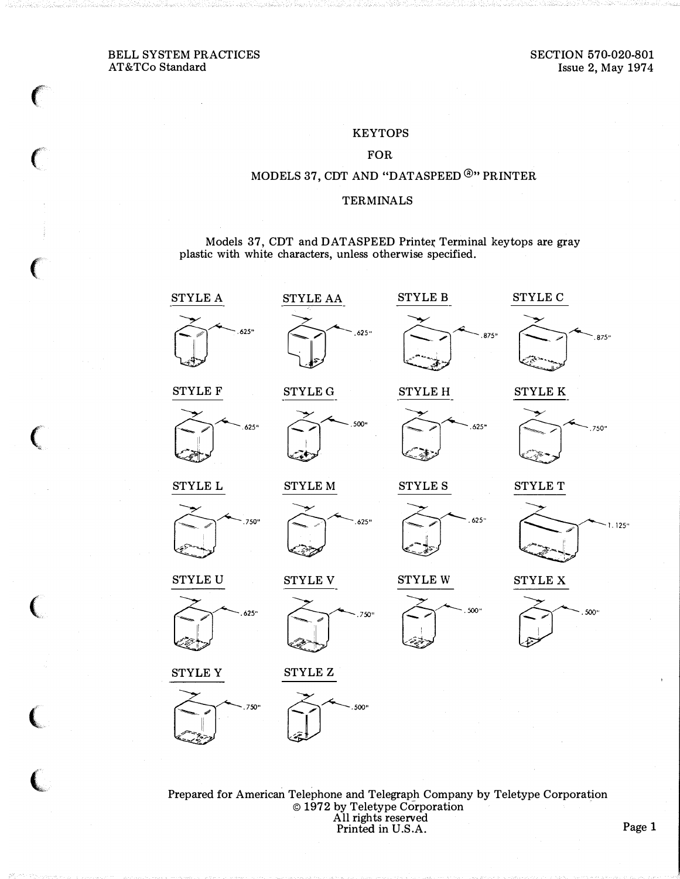BELL SYSTEM PRACTICES
AT&TCo Standard

SECTION 570-020-801
Issue 2, May 1974

# KEYTOPS
# FOR
# MODELS 37, CDT AND "DATASPEED®" PRINTER
# TERMINALS

Models 37, CDT and DATASPEED Printer Terminal keytops are gray plastic with white characters, unless otherwise specified.

STYLE A — .625"

STYLE AA — .625"

STYLE B — .875"

STYLE C — .875"

STYLE F — .625"

STYLE G — .500"

STYLE H — .625"

STYLE K — .750"

STYLE L — .750"

STYLE M — .625"

STYLE S — .625"

STYLE T — 1.125"

STYLE U — .625"

STYLE V — .750"

STYLE W — .500"

STYLE X — .500"

STYLE Y — .750"

STYLE Z — .500"

Prepared for American Telephone and Telegraph Company by Teletype Corporation
© 1972 by Teletype Corporation
All rights reserved
Printed in U.S.A.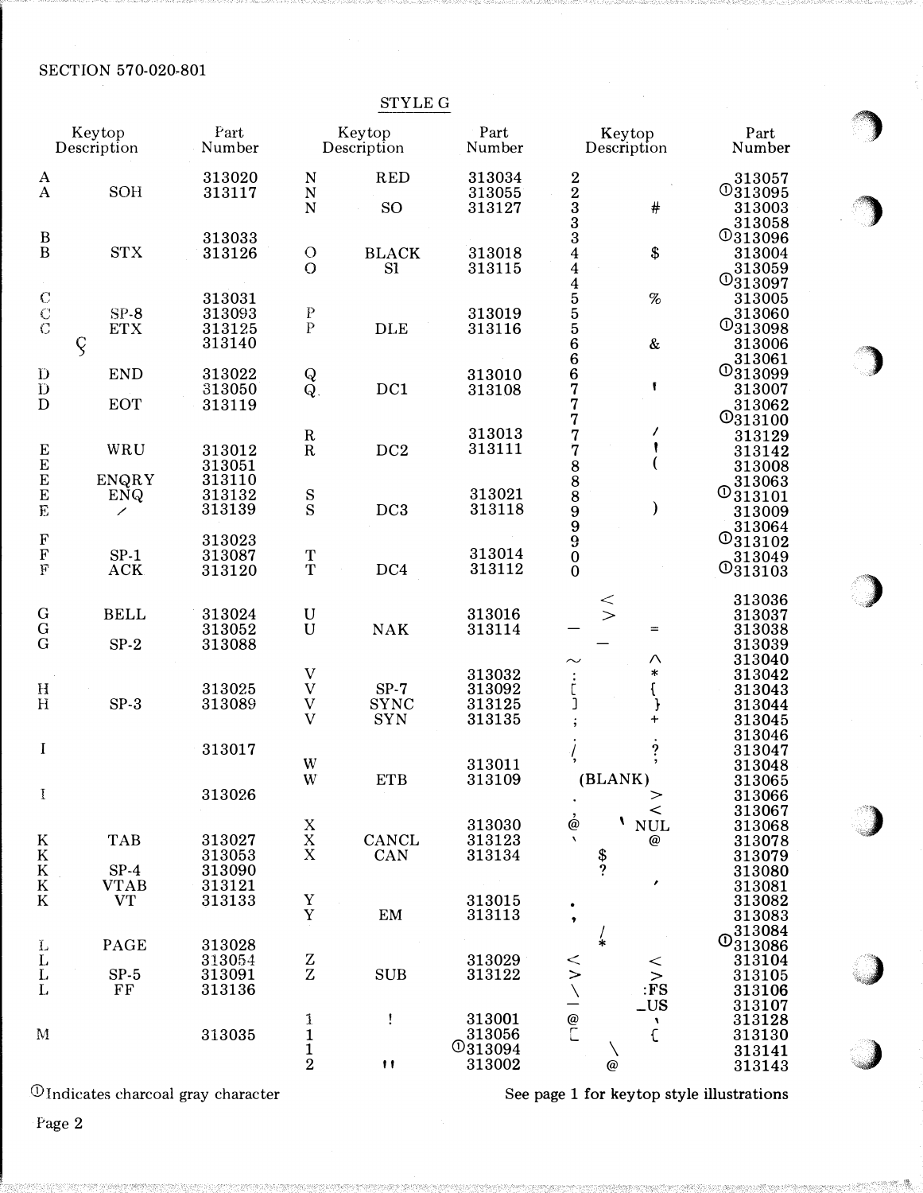SECTION 570-020-801

## STYLE G

| Keytop Description | | Part Number |
|---|---|---|
| A | | 313020 |
| A | SOH | 313117 |
| B | | 313033 |
| B | STX | 313126 |
| C | | 313031 |
| C | SP-8 | 313093 |
| C | ETX | 313125 |
| Ç | | 313140 |
| D | END | 313022 |
| D | | 313050 |
| D | EOT | 313119 |
| E | WRU | 313012 |
| E | | 313051 |
| E | ENQRY | 313110 |
| E | ENQ | 313132 |
| E | ⁄ | 313139 |
| F | | 313023 |
| F | SP-1 | 313087 |
| F | ACK | 313120 |
| G | BELL | 313024 |
| G | | 313052 |
| G | SP-2 | 313088 |
| H | | 313025 |
| H | SP-3 | 313089 |
| I | | 313017 |
| I | | 313026 |
| K | TAB | 313027 |
| K | | 313053 |
| K | SP-4 | 313090 |
| K | VTAB | 313121 |
| K | VT | 313133 |
| L | PAGE | 313028 |
| L | | 313054 |
| L | SP-5 | 313091 |
| L | FF | 313136 |
| M | | 313035 |
| N | RED | 313034 |
| N | | 313055 |
| N | SO | 313127 |
| O | BLACK | 313018 |
| O | SI | 313115 |
| P | | 313019 |
| P | DLE | 313116 |
| Q | | 313010 |
| Q | DC1 | 313108 |
| R | | 313013 |
| R | DC2 | 313111 |
| S | | 313021 |
| S | DC3 | 313118 |
| T | | 313014 |
| T | DC4 | 313112 |
| U | | 313016 |
| U | NAK | 313114 |
| V | | 313032 |
| V | SP-7 | 313092 |
| V | SYNC | 313125 |
| V | SYN | 313135 |
| W | | 313011 |
| W | ETB | 313109 |
| X | | 313030 |
| X | CANCL | 313123 |
| X | CAN | 313134 |
| Y | | 313015 |
| Y | EM | 313113 |
| Z | | 313029 |
| Z | SUB | 313122 |
| 1 | ! | 313001 |
| 1 | | ①313056 |
| 1 | | ①313094 |
| 2 | " | 313002 |
| 2 | | ①313057 |
| 2 | | ①313095 |
| 3 | # | 313003 |
| 3 | | ①313058 |
| 3 | | ①313096 |
| 4 | $ | 313004 |
| 4 | | ①313059 |
| 4 | | ①313097 |
| 5 | % | 313005 |
| 5 | | ①313060 |
| 5 | | ①313098 |
| 6 | & | 313006 |
| 6 | | ①313061 |
| 6 | | ①313099 |
| 7 | ' | 313007 |
| 7 | | ①313062 |
| 7 | | ①313100 |
| 7 | / | 313129 |
| 7 | ' | 313142 |
| 8 | ( | 313008 |
| 8 | | ①313063 |
| 8 | | ①313101 |
| 9 | ) | 313009 |
| 9 | | ①313064 |
| 9 | | ①313102 |
| 0 | | ①313049 |
| 0 | | ①313103 |
| < | | 313036 |
| > | | 313037 |
| — | = | 313038 |
| — | | 313039 |
| ~ | ^ | 313040 |
| : | * | 313042 |
| [ | { | 313043 |
| ] | } | 313044 |
| ; | + | 313045 |
| . | | 313046 |
| / | ? | 313047 |
| , | | 313048 |
| (BLANK) | | 313065 |
| . | > | 313066 |
| , | < | 313067 |
| @ | ` NUL | 313068 |
| ` | @ | 313078 |
| $ | | 313079 |
| ? | | 313080 |
| | ' | 313081 |
| • | | 313082 |
| , | | 313083 |
| / | | ①313084 |
| * | | ①313086 |
| < | < | 313104 |
| > | > | 313105 |
| \ | :FS | 313106 |
| — | _US | 313107 |
| @ | ` | 313128 |
| [ | { | 313130 |
| \ | | 313141 |
| @ | | 313143 |

①Indicates charcoal gray character

See page 1 for keytop style illustrations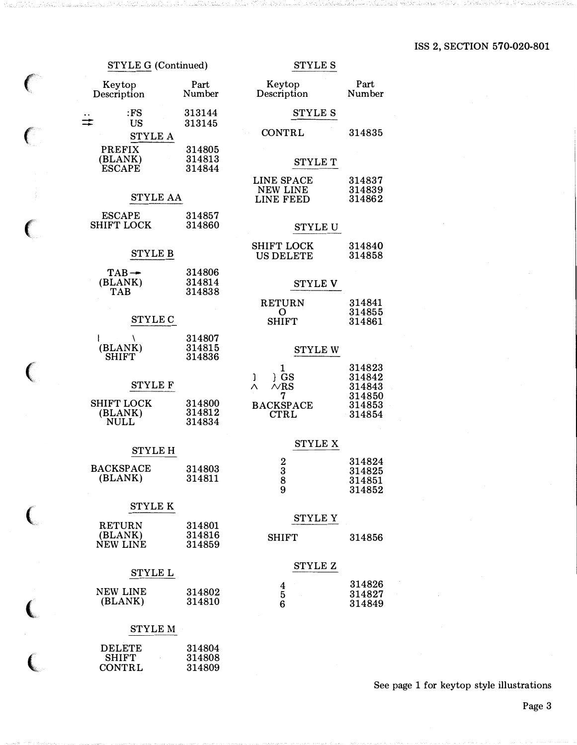## STYLE G (Continued)

| Keytop Description | Part Number |
|---|---|
| .. :FS | 313144 |
| ⇄ US | 313145 |

## STYLE A

| Keytop Description | Part Number |
|---|---|
| PREFIX | 314805 |
| (BLANK) | 314813 |
| ESCAPE | 314844 |

## STYLE AA

| Keytop Description | Part Number |
|---|---|
| ESCAPE | 314857 |
| SHIFT LOCK | 314860 |

## STYLE B

| Keytop Description | Part Number |
|---|---|
| TAB → | 314806 |
| (BLANK) | 314814 |
| TAB | 314838 |

## STYLE C

| Keytop Description | Part Number |
|---|---|
| \| \ | 314807 |
| (BLANK) | 314815 |
| SHIFT | 314836 |

## STYLE F

| Keytop Description | Part Number |
|---|---|
| SHIFT LOCK | 314800 |
| (BLANK) | 314812 |
| NULL | 314834 |

## STYLE H

| Keytop Description | Part Number |
|---|---|
| BACKSPACE | 314803 |
| (BLANK) | 314811 |

## STYLE K

| Keytop Description | Part Number |
|---|---|
| RETURN | 314801 |
| (BLANK) | 314816 |
| NEW LINE | 314859 |

## STYLE L

| Keytop Description | Part Number |
|---|---|
| NEW LINE | 314802 |
| (BLANK) | 314810 |

## STYLE M

| Keytop Description | Part Number |
|---|---|
| DELETE | 314804 |
| SHIFT | 314808 |
| CONTRL | 314809 |

## STYLE S

| Keytop Description | Part Number |
|---|---|
| CONTRL | 314835 |

## STYLE T

| Keytop Description | Part Number |
|---|---|
| LINE SPACE | 314837 |
| NEW LINE | 314839 |
| LINE FEED | 314862 |

## STYLE U

| Keytop Description | Part Number |
|---|---|
| SHIFT LOCK | 314840 |
| US DELETE | 314858 |

## STYLE V

| Keytop Description | Part Number |
|---|---|
| RETURN | 314841 |
| O | 314855 |
| SHIFT | 314861 |

## STYLE W

| Keytop Description | Part Number |
|---|---|
| 1 | 314823 |
| ] } GS | 314842 |
| ∧ ∧/RS | 314843 |
| 7 | 314850 |
| BACKSPACE | 314853 |
| CTRL | 314854 |

## STYLE X

| Keytop Description | Part Number |
|---|---|
| 2 | 314824 |
| 3 | 314825 |
| 8 | 314851 |
| 9 | 314852 |

## STYLE Y

| Keytop Description | Part Number |
|---|---|
| SHIFT | 314856 |

## STYLE Z

| Keytop Description | Part Number |
|---|---|
| 4 | 314826 |
| 5 | 314827 |
| 6 | 314849 |

See page 1 for keytop style illustrations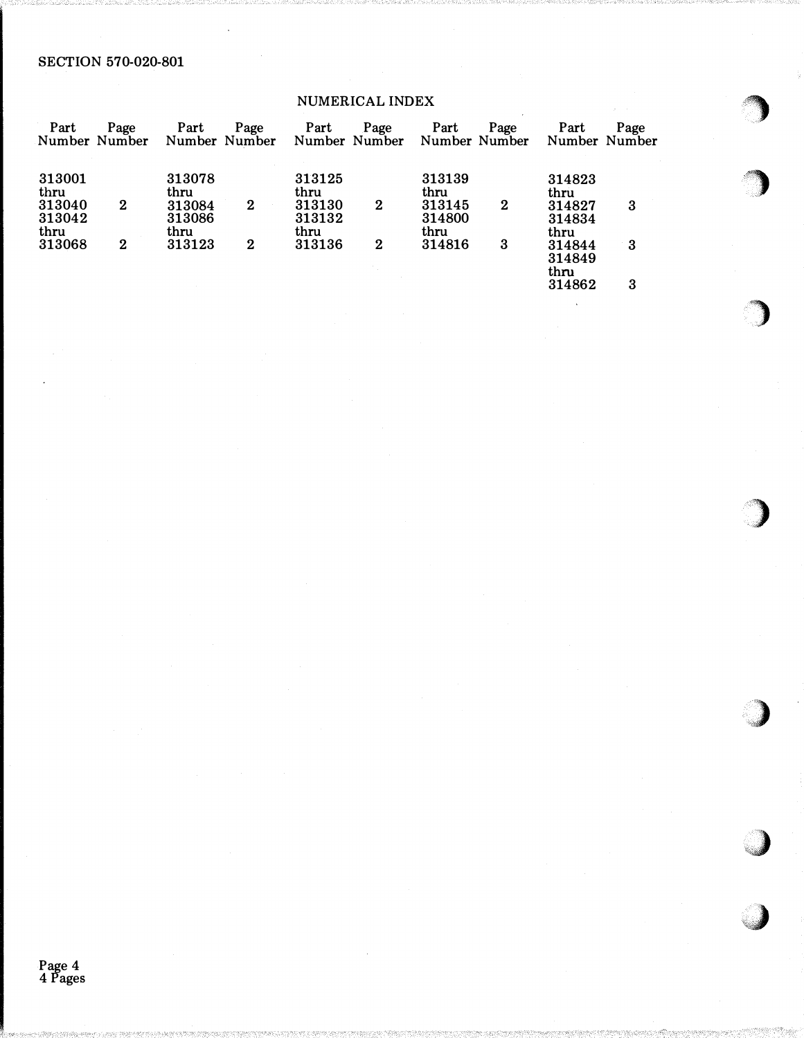## NUMERICAL INDEX

| Part Number | Page Number | Part Number | Page Number | Part Number | Page Number | Part Number | Page Number | Part Number | Page Number |
|---|---|---|---|---|---|---|---|---|---|
| 313001 thru 313040 | 2 | 313078 thru 313084 | 2 | 313125 thru 313130 | 2 | 313139 thru 313145 | 2 | 314823 thru 314827 | 3 |
| 313042 thru 313068 | 2 | 313086 thru 313123 | 2 | 313132 thru 313136 | 2 | 314800 thru 314816 | 3 | 314834 thru 314844 | 3 |
| | | | | | | | | 314849 thru 314862 | 3 |